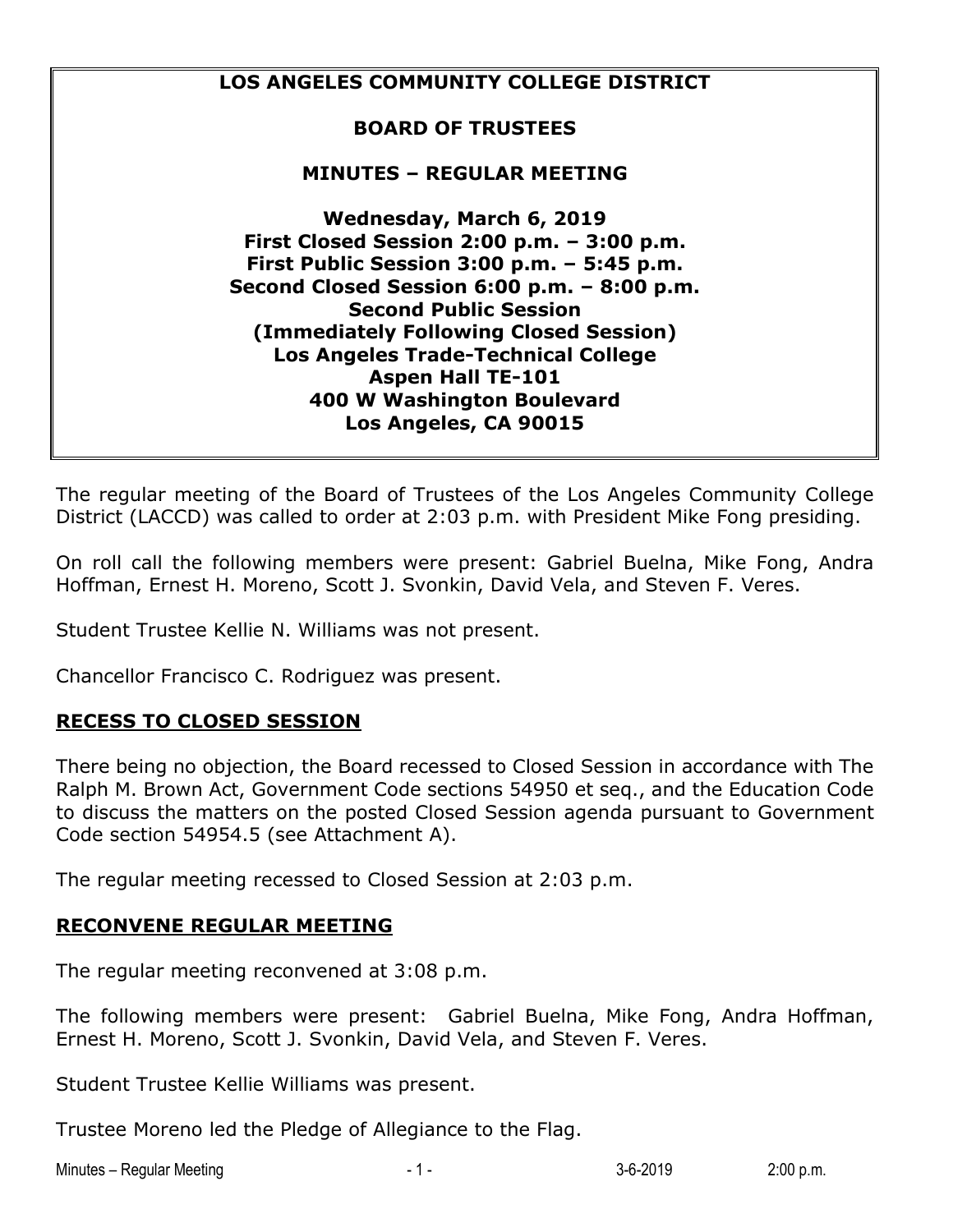**LOS ANGELES COMMUNITY COLLEGE DISTRICT**

**BOARD OF TRUSTEES**

**MINUTES – REGULAR MEETING**

**Wednesday, March 6, 2019**
**First Closed Session 2:00 p.m. – 3:00 p.m.**
**First Public Session 3:00 p.m. – 5:45 p.m.**
**Second Closed Session 6:00 p.m. – 8:00 p.m.**
**Second Public Session**
**(Immediately Following Closed Session)**
**Los Angeles Trade-Technical College**
**Aspen Hall TE-101**
**400 W Washington Boulevard**
**Los Angeles, CA 90015**

The regular meeting of the Board of Trustees of the Los Angeles Community College District (LACCD) was called to order at 2:03 p.m. with President Mike Fong presiding.

On roll call the following members were present: Gabriel Buelna, Mike Fong, Andra Hoffman, Ernest H. Moreno, Scott J. Svonkin, David Vela, and Steven F. Veres.

Student Trustee Kellie N. Williams was not present.

Chancellor Francisco C. Rodriguez was present.

## RECESS TO CLOSED SESSION

There being no objection, the Board recessed to Closed Session in accordance with The Ralph M. Brown Act, Government Code sections 54950 et seq., and the Education Code to discuss the matters on the posted Closed Session agenda pursuant to Government Code section 54954.5 (see Attachment A).

The regular meeting recessed to Closed Session at 2:03 p.m.

## RECONVENE REGULAR MEETING

The regular meeting reconvened at 3:08 p.m.

The following members were present: Gabriel Buelna, Mike Fong, Andra Hoffman, Ernest H. Moreno, Scott J. Svonkin, David Vela, and Steven F. Veres.

Student Trustee Kellie Williams was present.

Trustee Moreno led the Pledge of Allegiance to the Flag.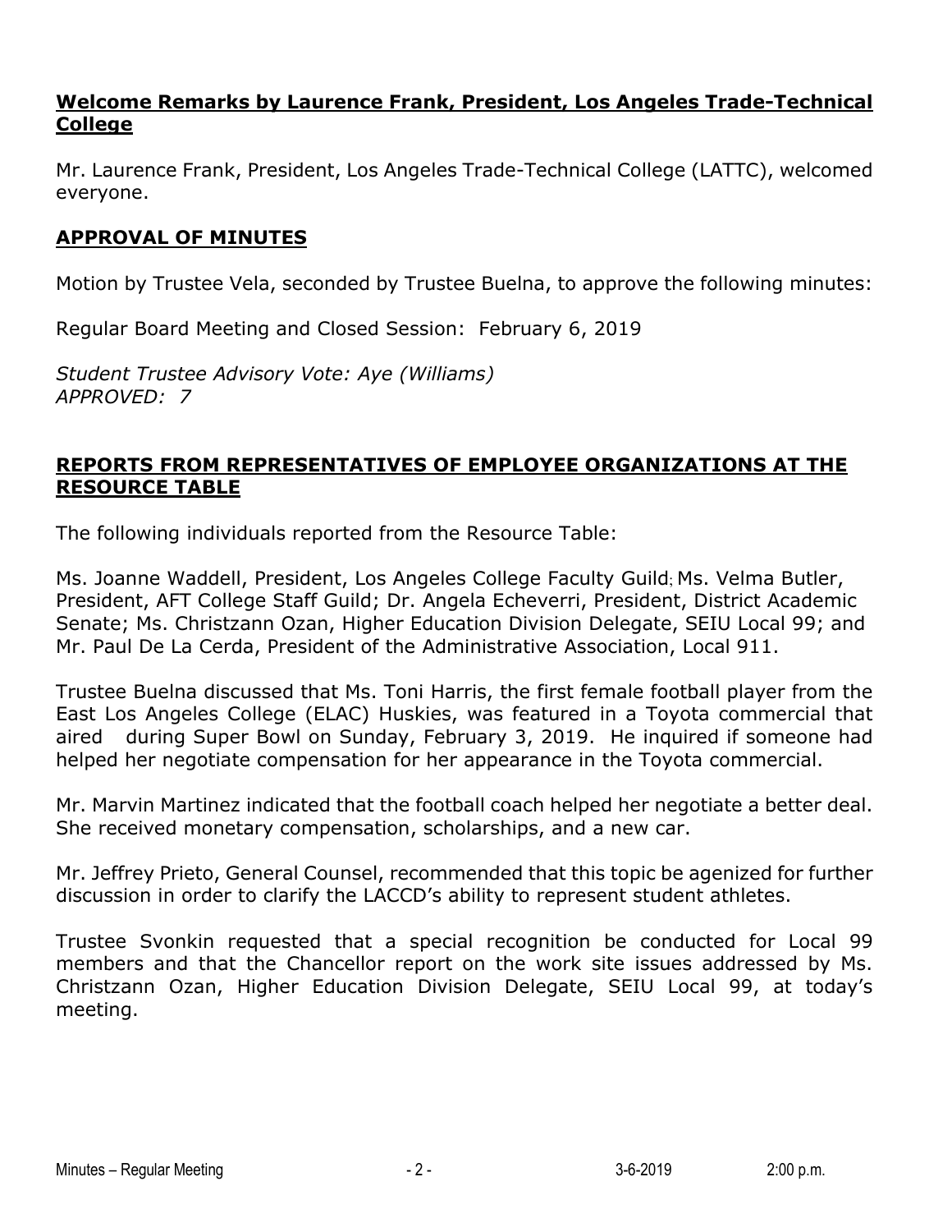## Welcome Remarks by Laurence Frank, President, Los Angeles Trade-Technical College

Mr. Laurence Frank, President, Los Angeles Trade-Technical College (LATTC), welcomed everyone.

## APPROVAL OF MINUTES

Motion by Trustee Vela, seconded by Trustee Buelna, to approve the following minutes:

Regular Board Meeting and Closed Session: February 6, 2019

*Student Trustee Advisory Vote: Aye (Williams)*
*APPROVED: 7*

## REPORTS FROM REPRESENTATIVES OF EMPLOYEE ORGANIZATIONS AT THE RESOURCE TABLE

The following individuals reported from the Resource Table:

Ms. Joanne Waddell, President, Los Angeles College Faculty Guild; Ms. Velma Butler, President, AFT College Staff Guild; Dr. Angela Echeverri, President, District Academic Senate; Ms. Christzann Ozan, Higher Education Division Delegate, SEIU Local 99; and Mr. Paul De La Cerda, President of the Administrative Association, Local 911.

Trustee Buelna discussed that Ms. Toni Harris, the first female football player from the East Los Angeles College (ELAC) Huskies, was featured in a Toyota commercial that aired during Super Bowl on Sunday, February 3, 2019. He inquired if someone had helped her negotiate compensation for her appearance in the Toyota commercial.

Mr. Marvin Martinez indicated that the football coach helped her negotiate a better deal. She received monetary compensation, scholarships, and a new car.

Mr. Jeffrey Prieto, General Counsel, recommended that this topic be agenized for further discussion in order to clarify the LACCD's ability to represent student athletes.

Trustee Svonkin requested that a special recognition be conducted for Local 99 members and that the Chancellor report on the work site issues addressed by Ms. Christzann Ozan, Higher Education Division Delegate, SEIU Local 99, at today's meeting.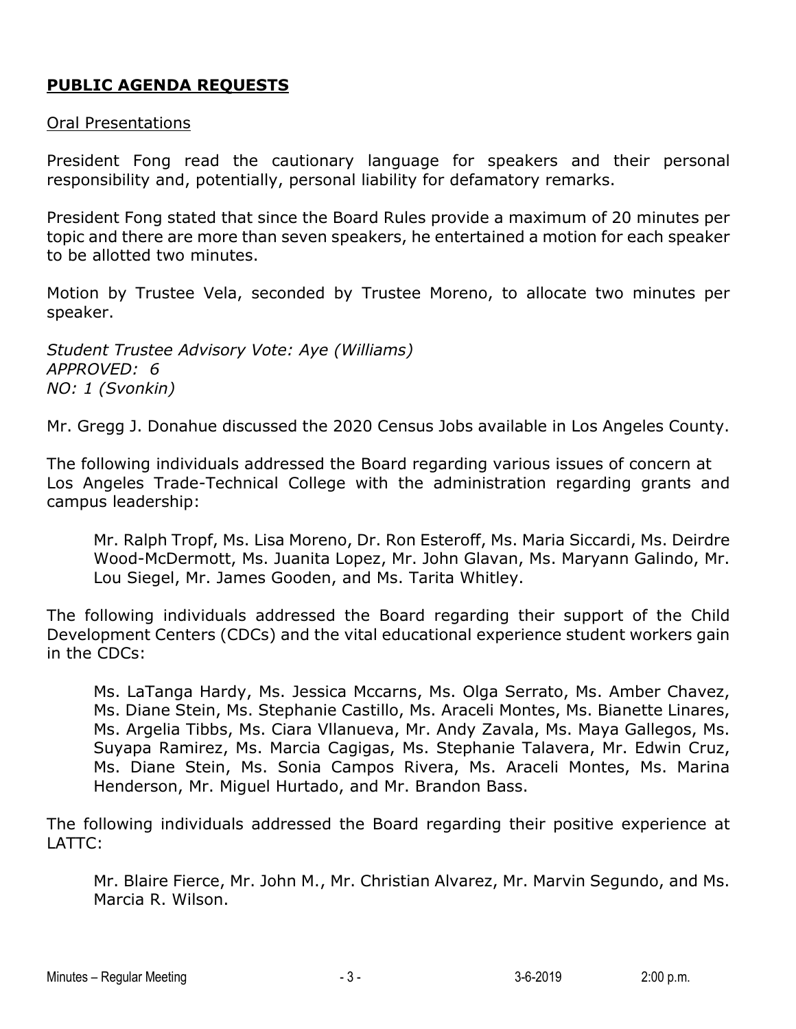## **PUBLIC AGENDA REQUESTS**

Oral Presentations

President Fong read the cautionary language for speakers and their personal responsibility and, potentially, personal liability for defamatory remarks.

President Fong stated that since the Board Rules provide a maximum of 20 minutes per topic and there are more than seven speakers, he entertained a motion for each speaker to be allotted two minutes.

Motion by Trustee Vela, seconded by Trustee Moreno, to allocate two minutes per speaker.

*Student Trustee Advisory Vote: Aye (Williams)*
*APPROVED: 6*
*NO: 1 (Svonkin)*

Mr. Gregg J. Donahue discussed the 2020 Census Jobs available in Los Angeles County.

The following individuals addressed the Board regarding various issues of concern at Los Angeles Trade-Technical College with the administration regarding grants and campus leadership:

> Mr. Ralph Tropf, Ms. Lisa Moreno, Dr. Ron Esteroff, Ms. Maria Siccardi, Ms. Deirdre Wood-McDermott, Ms. Juanita Lopez, Mr. John Glavan, Ms. Maryann Galindo, Mr. Lou Siegel, Mr. James Gooden, and Ms. Tarita Whitley.

The following individuals addressed the Board regarding their support of the Child Development Centers (CDCs) and the vital educational experience student workers gain in the CDCs:

> Ms. LaTanga Hardy, Ms. Jessica Mccarns, Ms. Olga Serrato, Ms. Amber Chavez, Ms. Diane Stein, Ms. Stephanie Castillo, Ms. Araceli Montes, Ms. Bianette Linares, Ms. Argelia Tibbs, Ms. Ciara Vllanueva, Mr. Andy Zavala, Ms. Maya Gallegos, Ms. Suyapa Ramirez, Ms. Marcia Cagigas, Ms. Stephanie Talavera, Mr. Edwin Cruz, Ms. Diane Stein, Ms. Sonia Campos Rivera, Ms. Araceli Montes, Ms. Marina Henderson, Mr. Miguel Hurtado, and Mr. Brandon Bass.

The following individuals addressed the Board regarding their positive experience at LATTC:

> Mr. Blaire Fierce, Mr. John M., Mr. Christian Alvarez, Mr. Marvin Segundo, and Ms. Marcia R. Wilson.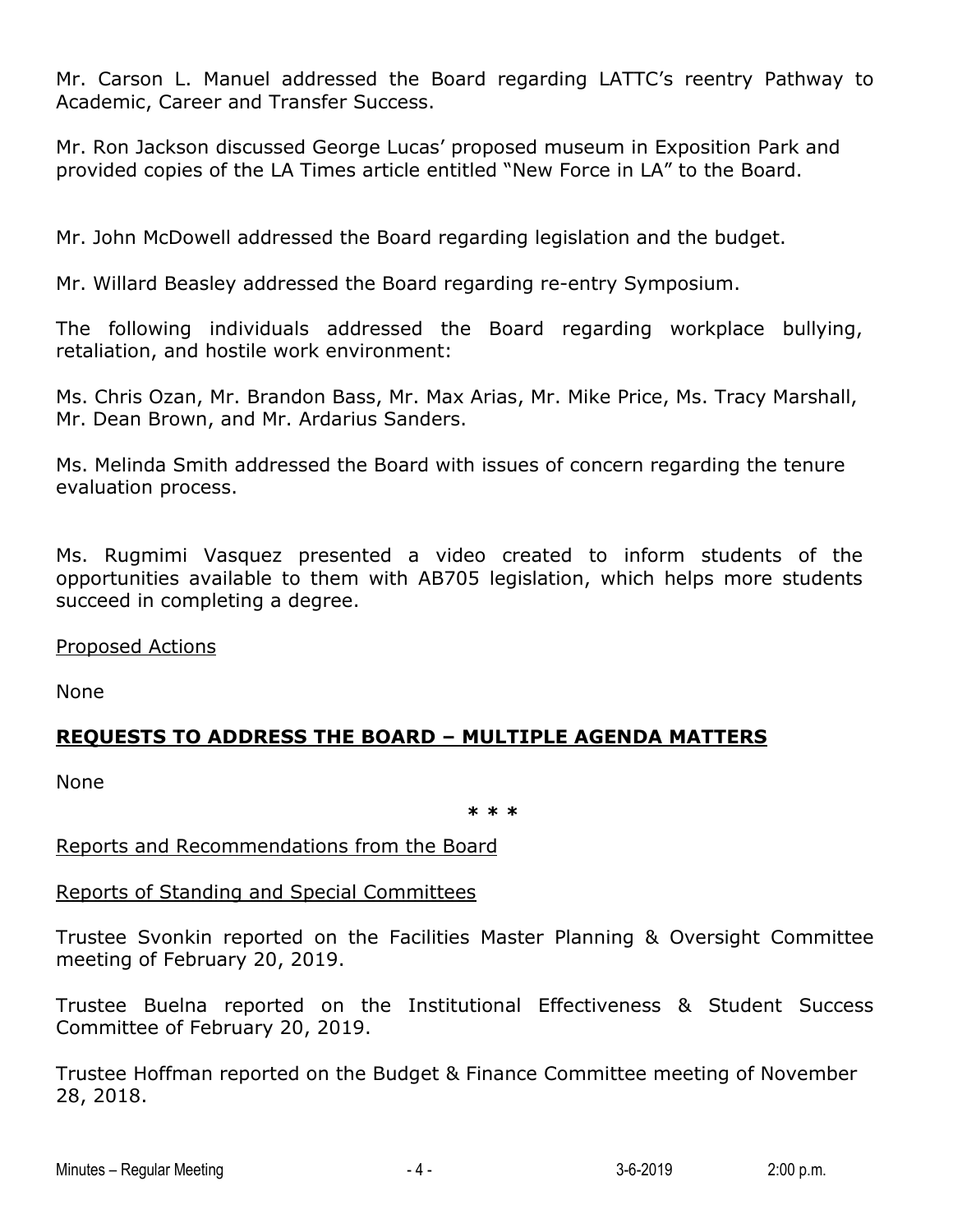Mr. Carson L. Manuel addressed the Board regarding LATTC's reentry Pathway to Academic, Career and Transfer Success.

Mr. Ron Jackson discussed George Lucas' proposed museum in Exposition Park and provided copies of the LA Times article entitled "New Force in LA" to the Board.

Mr. John McDowell addressed the Board regarding legislation and the budget.

Mr. Willard Beasley addressed the Board regarding re-entry Symposium.

The following individuals addressed the Board regarding workplace bullying, retaliation, and hostile work environment:

Ms. Chris Ozan, Mr. Brandon Bass, Mr. Max Arias, Mr. Mike Price, Ms. Tracy Marshall, Mr. Dean Brown, and Mr. Ardarius Sanders.

Ms. Melinda Smith addressed the Board with issues of concern regarding the tenure evaluation process.

Ms. Rugmimi Vasquez presented a video created to inform students of the opportunities available to them with AB705 legislation, which helps more students succeed in completing a degree.

<u>Proposed Actions</u>

None

## <u>REQUESTS TO ADDRESS THE BOARD – MULTIPLE AGENDA MATTERS</u>

None

\* \* \*

<u>Reports and Recommendations from the Board</u>

<u>Reports of Standing and Special Committees</u>

Trustee Svonkin reported on the Facilities Master Planning & Oversight Committee meeting of February 20, 2019.

Trustee Buelna reported on the Institutional Effectiveness & Student Success Committee of February 20, 2019.

Trustee Hoffman reported on the Budget & Finance Committee meeting of November 28, 2018.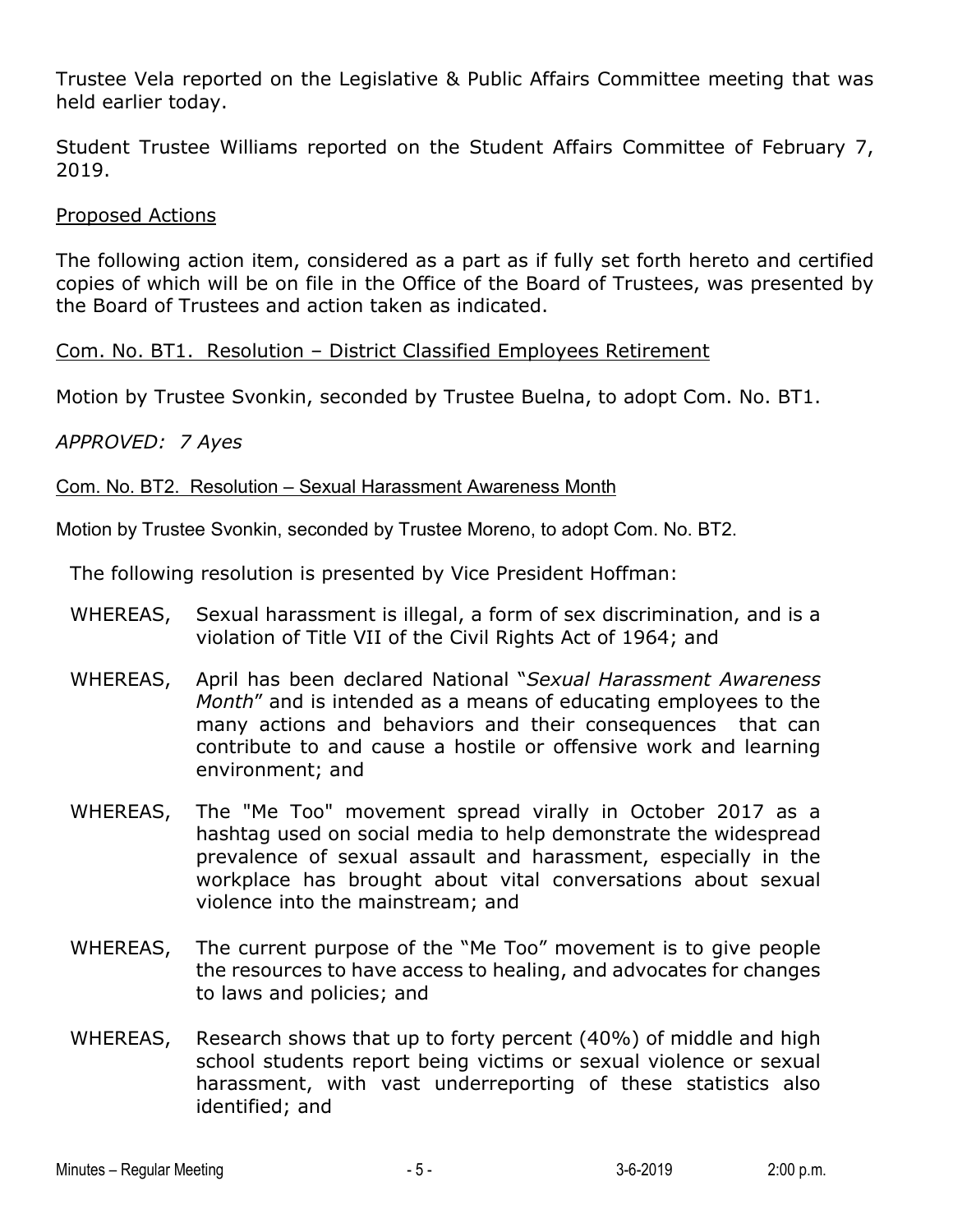Trustee Vela reported on the Legislative & Public Affairs Committee meeting that was held earlier today.

Student Trustee Williams reported on the Student Affairs Committee of February 7, 2019.

<u>Proposed Actions</u>

The following action item, considered as a part as if fully set forth hereto and certified copies of which will be on file in the Office of the Board of Trustees, was presented by the Board of Trustees and action taken as indicated.

<u>Com. No. BT1. Resolution – District Classified Employees Retirement</u>

Motion by Trustee Svonkin, seconded by Trustee Buelna, to adopt Com. No. BT1.

*APPROVED: 7 Ayes*

<u>Com. No. BT2. Resolution – Sexual Harassment Awareness Month</u>

Motion by Trustee Svonkin, seconded by Trustee Moreno, to adopt Com. No. BT2.

The following resolution is presented by Vice President Hoffman:

WHEREAS, Sexual harassment is illegal, a form of sex discrimination, and is a violation of Title VII of the Civil Rights Act of 1964; and

WHEREAS, April has been declared National "*Sexual Harassment Awareness Month*" and is intended as a means of educating employees to the many actions and behaviors and their consequences that can contribute to and cause a hostile or offensive work and learning environment; and

WHEREAS, The "Me Too" movement spread virally in October 2017 as a hashtag used on social media to help demonstrate the widespread prevalence of sexual assault and harassment, especially in the workplace has brought about vital conversations about sexual violence into the mainstream; and

WHEREAS, The current purpose of the "Me Too" movement is to give people the resources to have access to healing, and advocates for changes to laws and policies; and

WHEREAS, Research shows that up to forty percent (40%) of middle and high school students report being victims or sexual violence or sexual harassment, with vast underreporting of these statistics also identified; and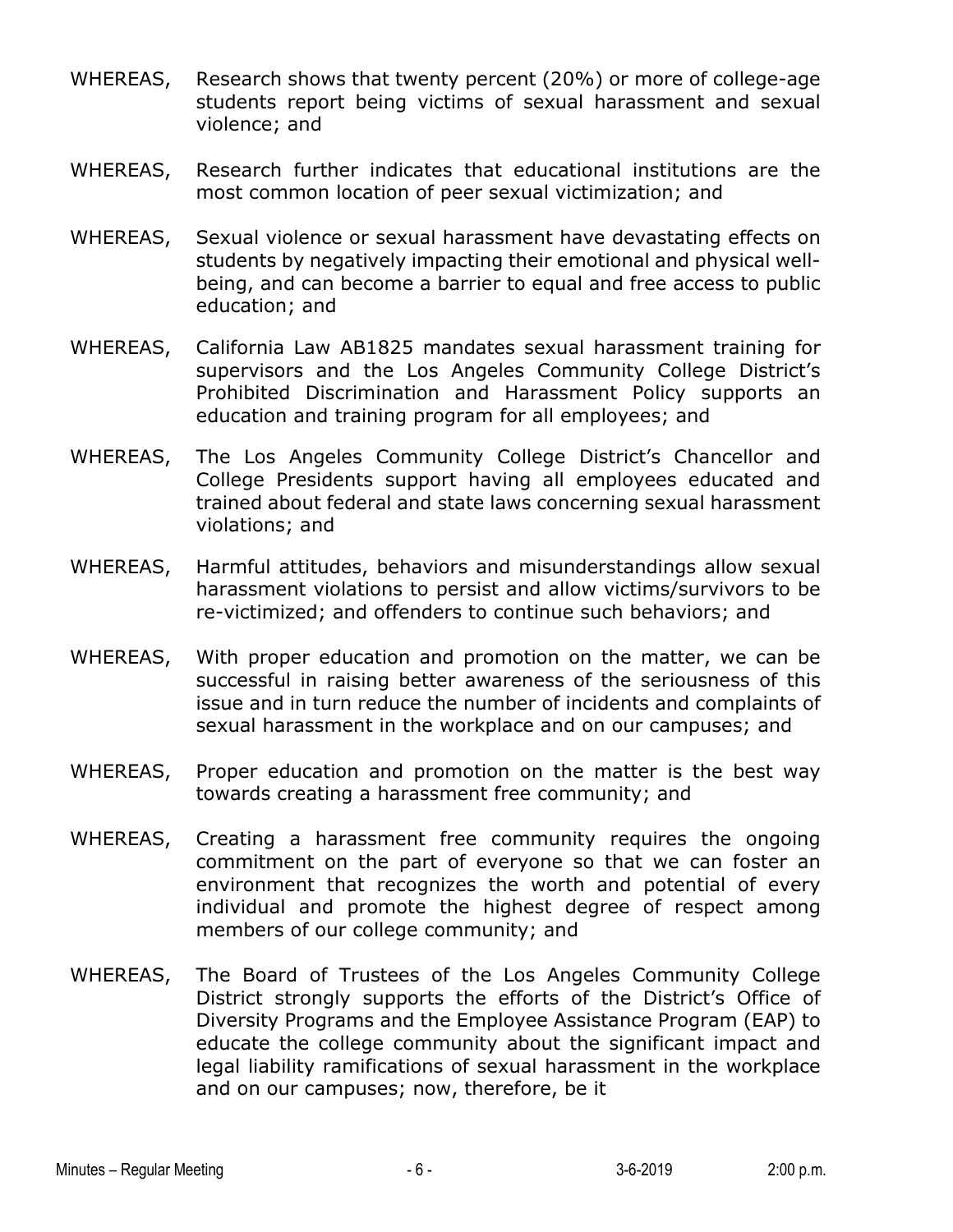WHEREAS, Research shows that twenty percent (20%) or more of college-age students report being victims of sexual harassment and sexual violence; and

WHEREAS, Research further indicates that educational institutions are the most common location of peer sexual victimization; and

WHEREAS, Sexual violence or sexual harassment have devastating effects on students by negatively impacting their emotional and physical well-being, and can become a barrier to equal and free access to public education; and

WHEREAS, California Law AB1825 mandates sexual harassment training for supervisors and the Los Angeles Community College District's Prohibited Discrimination and Harassment Policy supports an education and training program for all employees; and

WHEREAS, The Los Angeles Community College District's Chancellor and College Presidents support having all employees educated and trained about federal and state laws concerning sexual harassment violations; and

WHEREAS, Harmful attitudes, behaviors and misunderstandings allow sexual harassment violations to persist and allow victims/survivors to be re-victimized; and offenders to continue such behaviors; and

WHEREAS, With proper education and promotion on the matter, we can be successful in raising better awareness of the seriousness of this issue and in turn reduce the number of incidents and complaints of sexual harassment in the workplace and on our campuses; and

WHEREAS, Proper education and promotion on the matter is the best way towards creating a harassment free community; and

WHEREAS, Creating a harassment free community requires the ongoing commitment on the part of everyone so that we can foster an environment that recognizes the worth and potential of every individual and promote the highest degree of respect among members of our college community; and

WHEREAS, The Board of Trustees of the Los Angeles Community College District strongly supports the efforts of the District's Office of Diversity Programs and the Employee Assistance Program (EAP) to educate the college community about the significant impact and legal liability ramifications of sexual harassment in the workplace and on our campuses; now, therefore, be it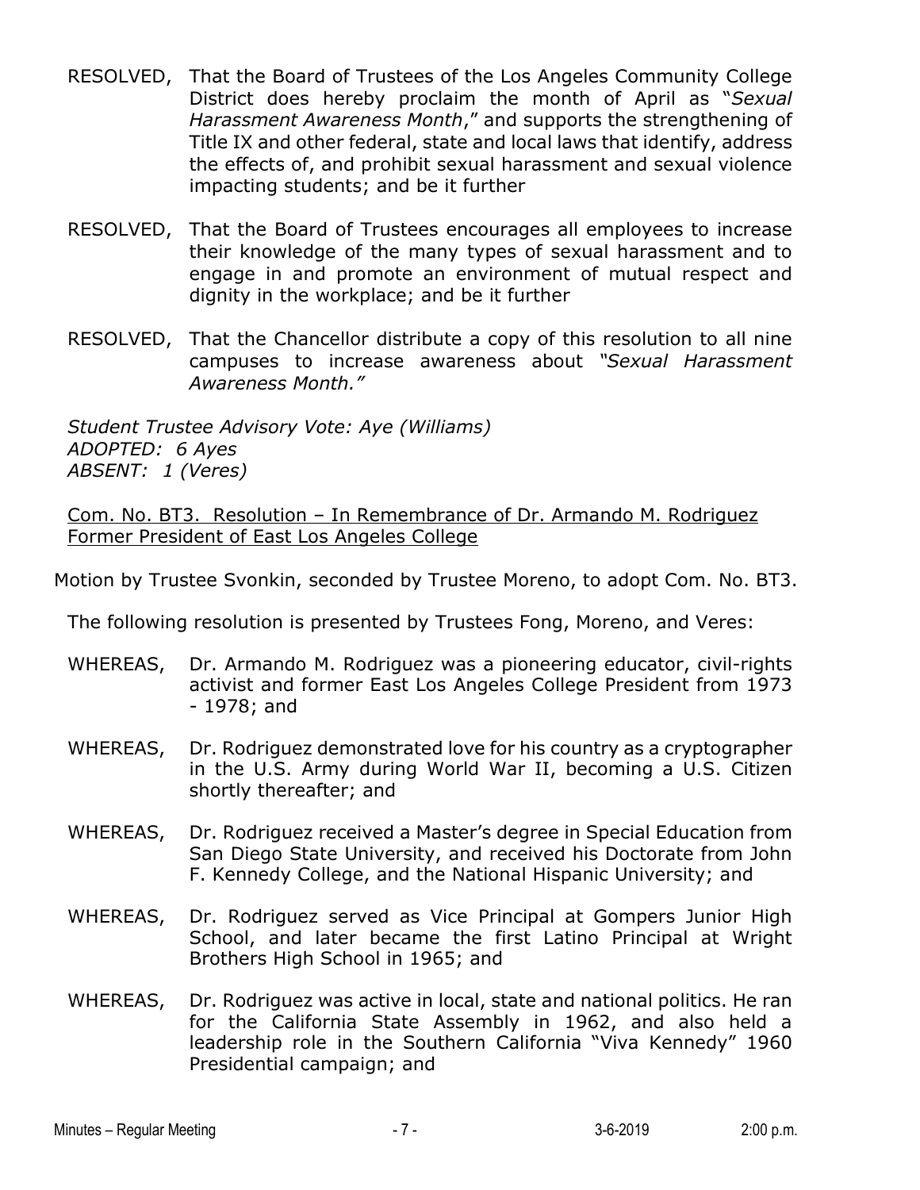RESOLVED, That the Board of Trustees of the Los Angeles Community College District does hereby proclaim the month of April as "*Sexual Harassment Awareness Month*," and supports the strengthening of Title IX and other federal, state and local laws that identify, address the effects of, and prohibit sexual harassment and sexual violence impacting students; and be it further

RESOLVED, That the Board of Trustees encourages all employees to increase their knowledge of the many types of sexual harassment and to engage in and promote an environment of mutual respect and dignity in the workplace; and be it further

RESOLVED, That the Chancellor distribute a copy of this resolution to all nine campuses to increase awareness about *"Sexual Harassment Awareness Month."*

*Student Trustee Advisory Vote: Aye (Williams)*
*ADOPTED: 6 Ayes*
*ABSENT: 1 (Veres)*

<u>Com. No. BT3. Resolution – In Remembrance of Dr. Armando M. Rodriguez Former President of East Los Angeles College</u>

Motion by Trustee Svonkin, seconded by Trustee Moreno, to adopt Com. No. BT3.

The following resolution is presented by Trustees Fong, Moreno, and Veres:

WHEREAS, Dr. Armando M. Rodriguez was a pioneering educator, civil-rights activist and former East Los Angeles College President from 1973 - 1978; and

WHEREAS, Dr. Rodriguez demonstrated love for his country as a cryptographer in the U.S. Army during World War II, becoming a U.S. Citizen shortly thereafter; and

WHEREAS, Dr. Rodriguez received a Master's degree in Special Education from San Diego State University, and received his Doctorate from John F. Kennedy College, and the National Hispanic University; and

WHEREAS, Dr. Rodriguez served as Vice Principal at Gompers Junior High School, and later became the first Latino Principal at Wright Brothers High School in 1965; and

WHEREAS, Dr. Rodriguez was active in local, state and national politics. He ran for the California State Assembly in 1962, and also held a leadership role in the Southern California "Viva Kennedy" 1960 Presidential campaign; and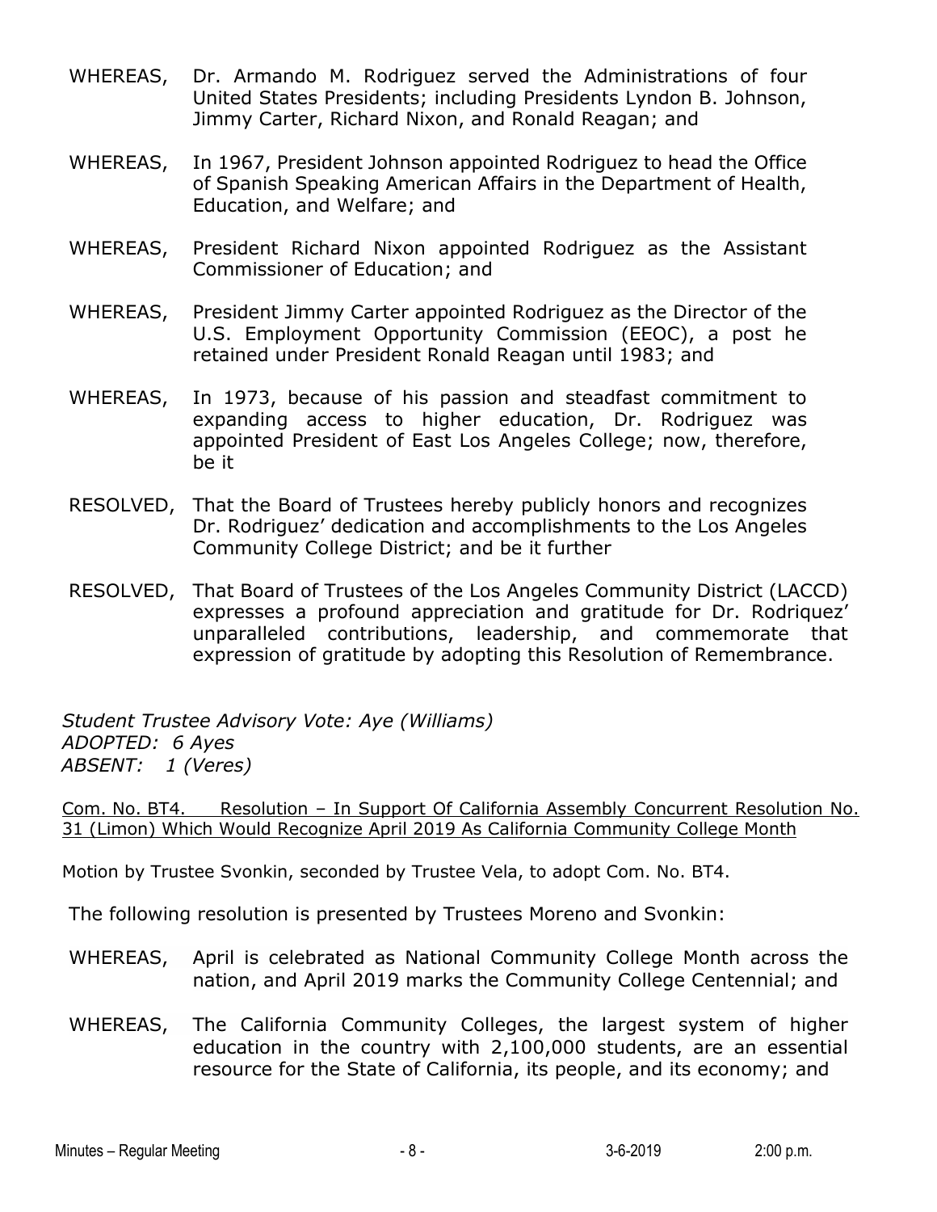WHEREAS, Dr. Armando M. Rodriguez served the Administrations of four United States Presidents; including Presidents Lyndon B. Johnson, Jimmy Carter, Richard Nixon, and Ronald Reagan; and

WHEREAS, In 1967, President Johnson appointed Rodriguez to head the Office of Spanish Speaking American Affairs in the Department of Health, Education, and Welfare; and

WHEREAS, President Richard Nixon appointed Rodriguez as the Assistant Commissioner of Education; and

WHEREAS, President Jimmy Carter appointed Rodriguez as the Director of the U.S. Employment Opportunity Commission (EEOC), a post he retained under President Ronald Reagan until 1983; and

WHEREAS, In 1973, because of his passion and steadfast commitment to expanding access to higher education, Dr. Rodriguez was appointed President of East Los Angeles College; now, therefore, be it

RESOLVED, That the Board of Trustees hereby publicly honors and recognizes Dr. Rodriguez' dedication and accomplishments to the Los Angeles Community College District; and be it further

RESOLVED, That Board of Trustees of the Los Angeles Community District (LACCD) expresses a profound appreciation and gratitude for Dr. Rodriquez' unparalleled contributions, leadership, and commemorate that expression of gratitude by adopting this Resolution of Remembrance.

*Student Trustee Advisory Vote: Aye (Williams)*
*ADOPTED: 6 Ayes*
*ABSENT: 1 (Veres)*

Com. No. BT4. Resolution – In Support Of California Assembly Concurrent Resolution No. 31 (Limon) Which Would Recognize April 2019 As California Community College Month

Motion by Trustee Svonkin, seconded by Trustee Vela, to adopt Com. No. BT4.

The following resolution is presented by Trustees Moreno and Svonkin:

WHEREAS, April is celebrated as National Community College Month across the nation, and April 2019 marks the Community College Centennial; and

WHEREAS, The California Community Colleges, the largest system of higher education in the country with 2,100,000 students, are an essential resource for the State of California, its people, and its economy; and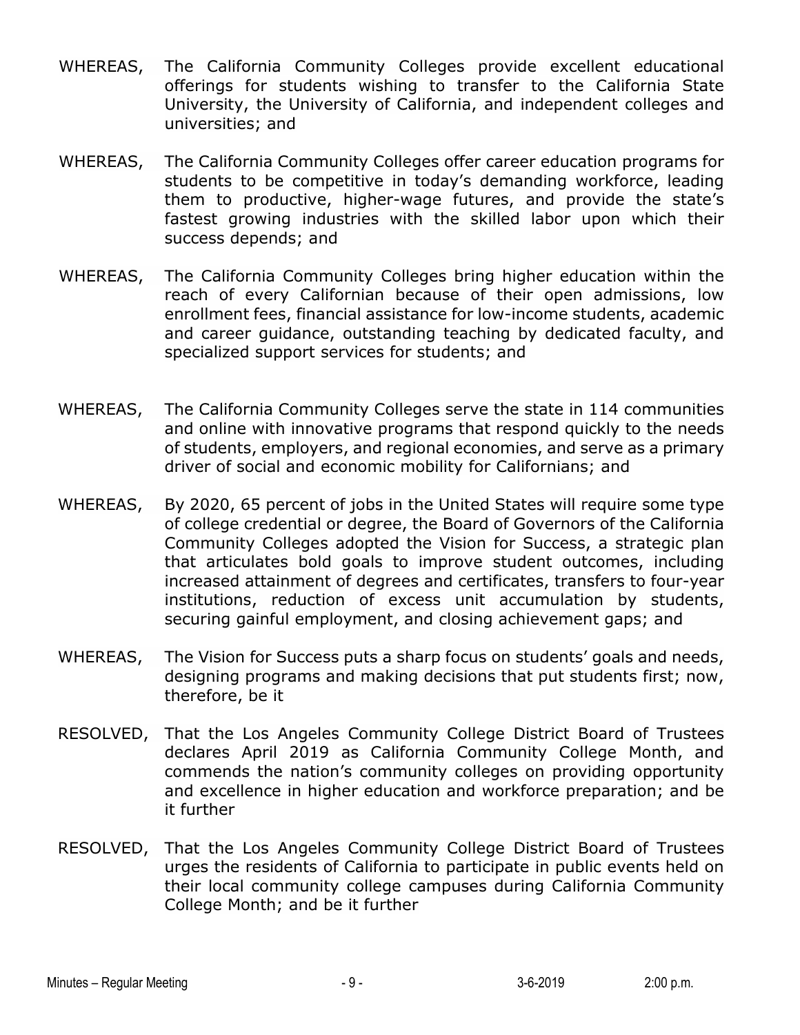WHEREAS, The California Community Colleges provide excellent educational offerings for students wishing to transfer to the California State University, the University of California, and independent colleges and universities; and

WHEREAS, The California Community Colleges offer career education programs for students to be competitive in today's demanding workforce, leading them to productive, higher-wage futures, and provide the state's fastest growing industries with the skilled labor upon which their success depends; and

WHEREAS, The California Community Colleges bring higher education within the reach of every Californian because of their open admissions, low enrollment fees, financial assistance for low-income students, academic and career guidance, outstanding teaching by dedicated faculty, and specialized support services for students; and

WHEREAS, The California Community Colleges serve the state in 114 communities and online with innovative programs that respond quickly to the needs of students, employers, and regional economies, and serve as a primary driver of social and economic mobility for Californians; and

WHEREAS, By 2020, 65 percent of jobs in the United States will require some type of college credential or degree, the Board of Governors of the California Community Colleges adopted the Vision for Success, a strategic plan that articulates bold goals to improve student outcomes, including increased attainment of degrees and certificates, transfers to four-year institutions, reduction of excess unit accumulation by students, securing gainful employment, and closing achievement gaps; and

WHEREAS, The Vision for Success puts a sharp focus on students' goals and needs, designing programs and making decisions that put students first; now, therefore, be it

RESOLVED, That the Los Angeles Community College District Board of Trustees declares April 2019 as California Community College Month, and commends the nation's community colleges on providing opportunity and excellence in higher education and workforce preparation; and be it further

RESOLVED, That the Los Angeles Community College District Board of Trustees urges the residents of California to participate in public events held on their local community college campuses during California Community College Month; and be it further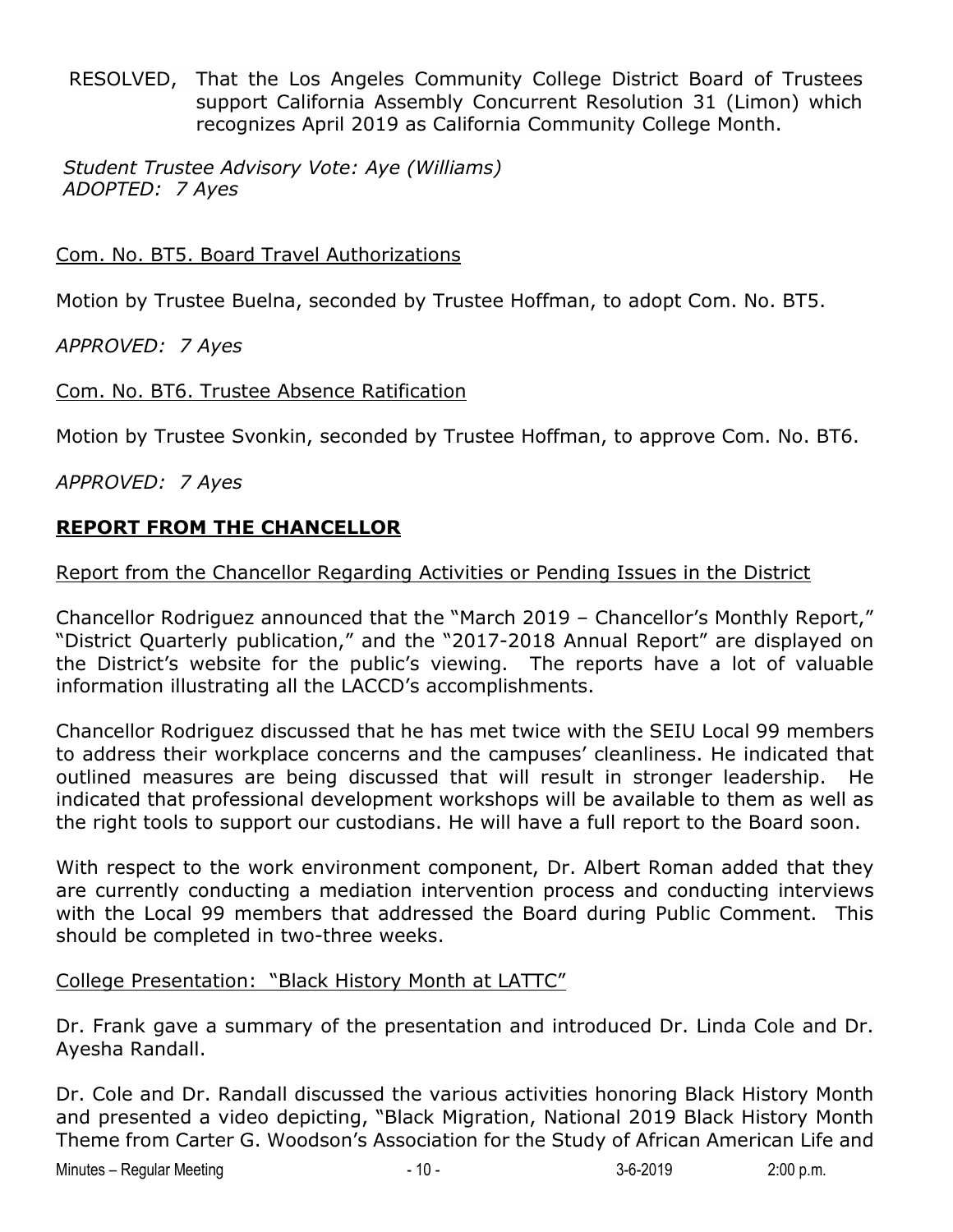RESOLVED, That the Los Angeles Community College District Board of Trustees support California Assembly Concurrent Resolution 31 (Limon) which recognizes April 2019 as California Community College Month.

*Student Trustee Advisory Vote: Aye (Williams)*
*ADOPTED: 7 Ayes*

<u>Com. No. BT5. Board Travel Authorizations</u>

Motion by Trustee Buelna, seconded by Trustee Hoffman, to adopt Com. No. BT5.

*APPROVED: 7 Ayes*

<u>Com. No. BT6. Trustee Absence Ratification</u>

Motion by Trustee Svonkin, seconded by Trustee Hoffman, to approve Com. No. BT6.

*APPROVED: 7 Ayes*

## **REPORT FROM THE CHANCELLOR**

<u>Report from the Chancellor Regarding Activities or Pending Issues in the District</u>

Chancellor Rodriguez announced that the "March 2019 – Chancellor's Monthly Report," "District Quarterly publication," and the "2017-2018 Annual Report" are displayed on the District's website for the public's viewing. The reports have a lot of valuable information illustrating all the LACCD's accomplishments.

Chancellor Rodriguez discussed that he has met twice with the SEIU Local 99 members to address their workplace concerns and the campuses' cleanliness. He indicated that outlined measures are being discussed that will result in stronger leadership. He indicated that professional development workshops will be available to them as well as the right tools to support our custodians. He will have a full report to the Board soon.

With respect to the work environment component, Dr. Albert Roman added that they are currently conducting a mediation intervention process and conducting interviews with the Local 99 members that addressed the Board during Public Comment. This should be completed in two-three weeks.

<u>College Presentation: "Black History Month at LATTC"</u>

Dr. Frank gave a summary of the presentation and introduced Dr. Linda Cole and Dr. Ayesha Randall.

Dr. Cole and Dr. Randall discussed the various activities honoring Black History Month and presented a video depicting, "Black Migration, National 2019 Black History Month Theme from Carter G. Woodson's Association for the Study of African American Life and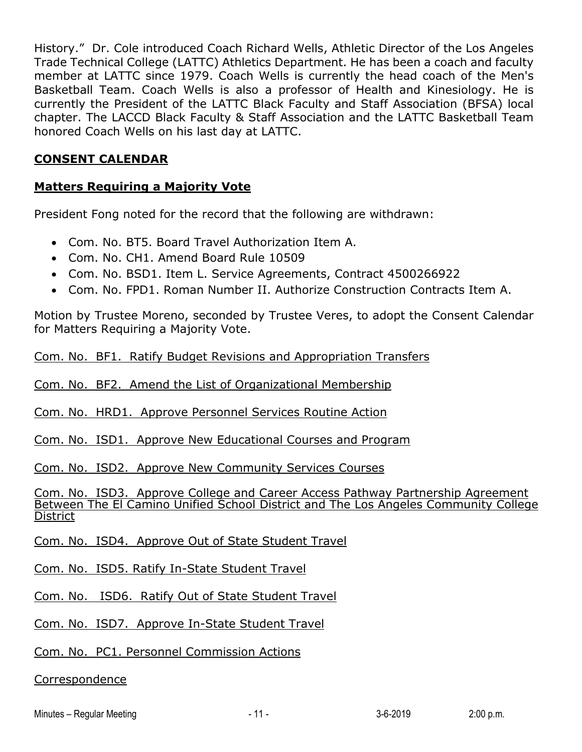History." Dr. Cole introduced Coach Richard Wells, Athletic Director of the Los Angeles Trade Technical College (LATTC) Athletics Department. He has been a coach and faculty member at LATTC since 1979. Coach Wells is currently the head coach of the Men's Basketball Team. Coach Wells is also a professor of Health and Kinesiology. He is currently the President of the LATTC Black Faculty and Staff Association (BFSA) local chapter. The LACCD Black Faculty & Staff Association and the LATTC Basketball Team honored Coach Wells on his last day at LATTC.

## **CONSENT CALENDAR**

### **Matters Requiring a Majority Vote**

President Fong noted for the record that the following are withdrawn:

- Com. No. BT5. Board Travel Authorization Item A.
- Com. No. CH1. Amend Board Rule 10509
- Com. No. BSD1. Item L. Service Agreements, Contract 4500266922
- Com. No. FPD1. Roman Number II. Authorize Construction Contracts Item A.

Motion by Trustee Moreno, seconded by Trustee Veres, to adopt the Consent Calendar for Matters Requiring a Majority Vote.

Com. No. BF1. Ratify Budget Revisions and Appropriation Transfers

Com. No. BF2. Amend the List of Organizational Membership

Com. No. HRD1. Approve Personnel Services Routine Action

Com. No. ISD1. Approve New Educational Courses and Program

Com. No. ISD2. Approve New Community Services Courses

Com. No. ISD3. Approve College and Career Access Pathway Partnership Agreement Between The El Camino Unified School District and The Los Angeles Community College District

Com. No. ISD4. Approve Out of State Student Travel

Com. No. ISD5. Ratify In-State Student Travel

Com. No. ISD6. Ratify Out of State Student Travel

Com. No. ISD7. Approve In-State Student Travel

Com. No. PC1. Personnel Commission Actions

Correspondence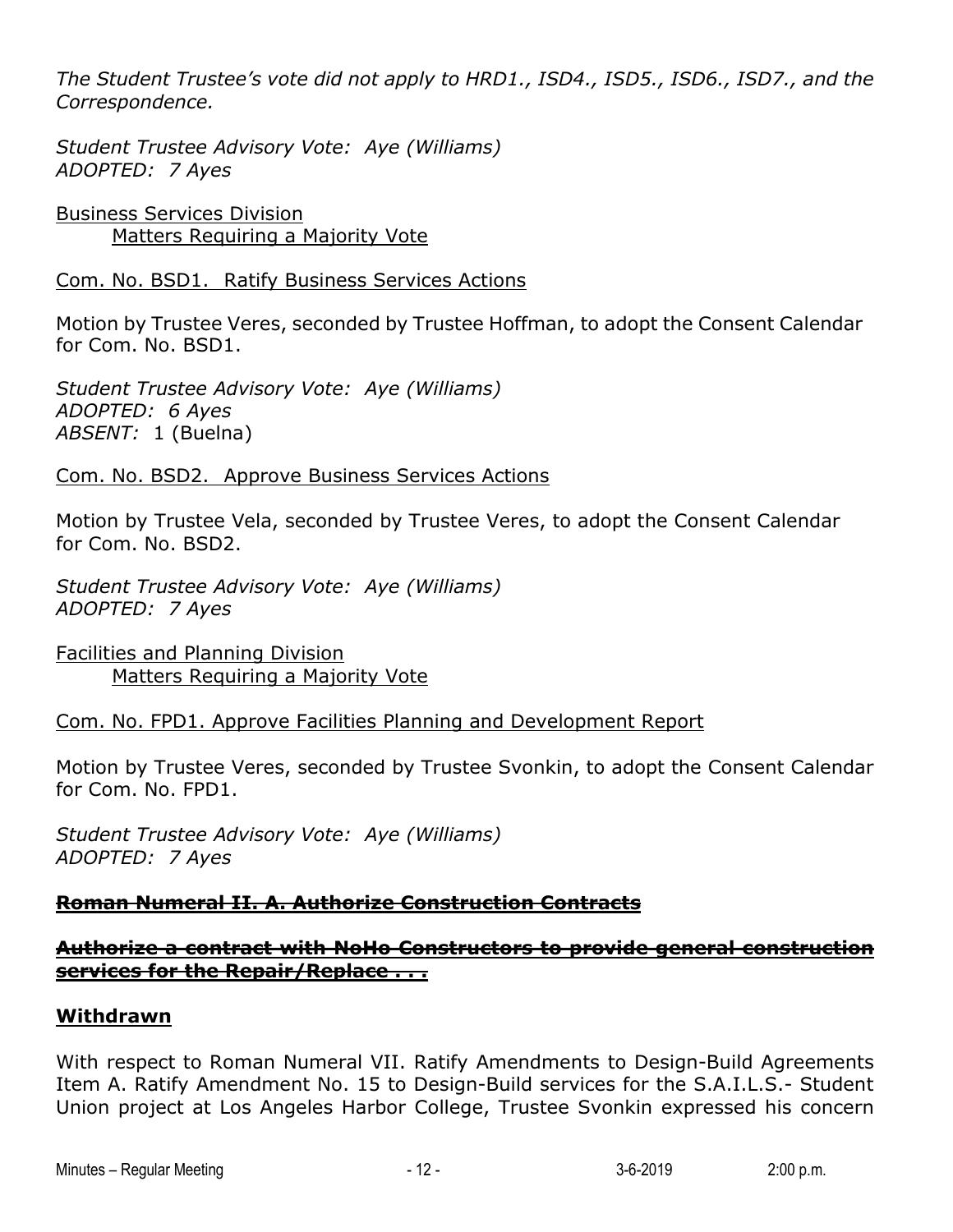*The Student Trustee's vote did not apply to HRD1., ISD4., ISD5., ISD6., ISD7., and the Correspondence.*

*Student Trustee Advisory Vote: Aye (Williams)*
*ADOPTED: 7 Ayes*

<u>Business Services Division</u>
<u>Matters Requiring a Majority Vote</u>

<u>Com. No. BSD1. Ratify Business Services Actions</u>

Motion by Trustee Veres, seconded by Trustee Hoffman, to adopt the Consent Calendar for Com. No. BSD1.

*Student Trustee Advisory Vote: Aye (Williams)*
*ADOPTED: 6 Ayes*
*ABSENT:* 1 (Buelna)

<u>Com. No. BSD2. Approve Business Services Actions</u>

Motion by Trustee Vela, seconded by Trustee Veres, to adopt the Consent Calendar for Com. No. BSD2.

*Student Trustee Advisory Vote: Aye (Williams)*
*ADOPTED: 7 Ayes*

<u>Facilities and Planning Division</u>
<u>Matters Requiring a Majority Vote</u>

<u>Com. No. FPD1. Approve Facilities Planning and Development Report</u>

Motion by Trustee Veres, seconded by Trustee Svonkin, to adopt the Consent Calendar for Com. No. FPD1.

*Student Trustee Advisory Vote: Aye (Williams)*
*ADOPTED: 7 Ayes*

**~~Roman Numeral II. A. Authorize Construction Contracts~~**

**~~Authorize a contract with NoHo Constructors to provide general construction services for the Repair/Replace . . .~~**

**<u>Withdrawn</u>**

With respect to Roman Numeral VII. Ratify Amendments to Design-Build Agreements Item A. Ratify Amendment No. 15 to Design-Build services for the S.A.I.L.S.- Student Union project at Los Angeles Harbor College, Trustee Svonkin expressed his concern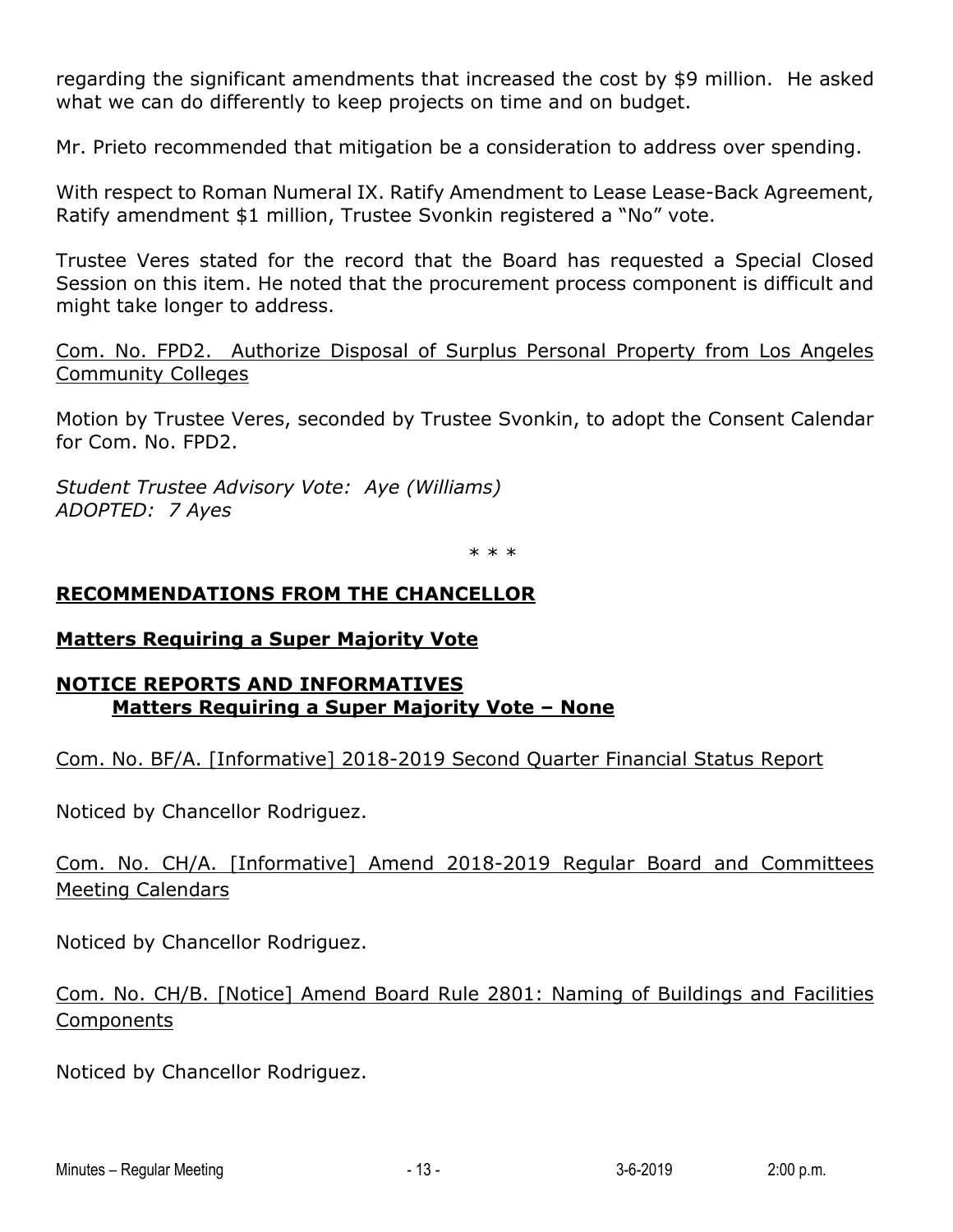regarding the significant amendments that increased the cost by $9 million. He asked what we can do differently to keep projects on time and on budget.

Mr. Prieto recommended that mitigation be a consideration to address over spending.

With respect to Roman Numeral IX. Ratify Amendment to Lease Lease-Back Agreement, Ratify amendment $1 million, Trustee Svonkin registered a "No" vote.

Trustee Veres stated for the record that the Board has requested a Special Closed Session on this item. He noted that the procurement process component is difficult and might take longer to address.

Com. No. FPD2. Authorize Disposal of Surplus Personal Property from Los Angeles Community Colleges

Motion by Trustee Veres, seconded by Trustee Svonkin, to adopt the Consent Calendar for Com. No. FPD2.

*Student Trustee Advisory Vote: Aye (Williams)*
*ADOPTED: 7 Ayes*

\* \* \*

## RECOMMENDATIONS FROM THE CHANCELLOR

### Matters Requiring a Super Majority Vote

### NOTICE REPORTS AND INFORMATIVES
#### Matters Requiring a Super Majority Vote – None

Com. No. BF/A. [Informative] 2018-2019 Second Quarter Financial Status Report

Noticed by Chancellor Rodriguez.

Com. No. CH/A. [Informative] Amend 2018-2019 Regular Board and Committees Meeting Calendars

Noticed by Chancellor Rodriguez.

Com. No. CH/B. [Notice] Amend Board Rule 2801: Naming of Buildings and Facilities Components

Noticed by Chancellor Rodriguez.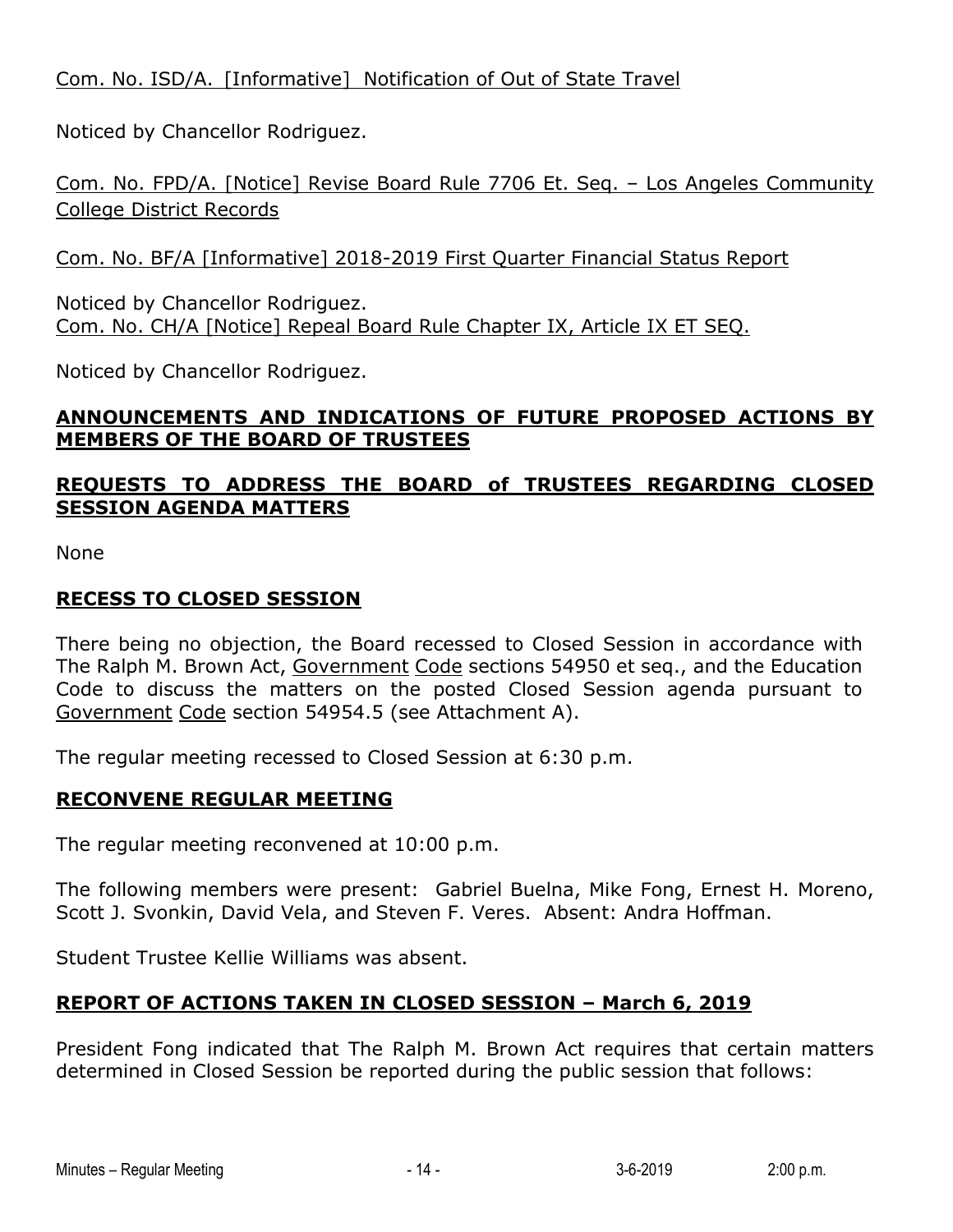Com. No. ISD/A. [Informative] Notification of Out of State Travel

Noticed by Chancellor Rodriguez.

Com. No. FPD/A. [Notice] Revise Board Rule 7706 Et. Seq. – Los Angeles Community College District Records

Com. No. BF/A [Informative] 2018-2019 First Quarter Financial Status Report

Noticed by Chancellor Rodriguez.
Com. No. CH/A [Notice] Repeal Board Rule Chapter IX, Article IX ET SEQ.

Noticed by Chancellor Rodriguez.

## ANNOUNCEMENTS AND INDICATIONS OF FUTURE PROPOSED ACTIONS BY MEMBERS OF THE BOARD OF TRUSTEES

## REQUESTS TO ADDRESS THE BOARD of TRUSTEES REGARDING CLOSED SESSION AGENDA MATTERS

None

## RECESS TO CLOSED SESSION

There being no objection, the Board recessed to Closed Session in accordance with The Ralph M. Brown Act, Government Code sections 54950 et seq., and the Education Code to discuss the matters on the posted Closed Session agenda pursuant to Government Code section 54954.5 (see Attachment A).

The regular meeting recessed to Closed Session at 6:30 p.m.

## RECONVENE REGULAR MEETING

The regular meeting reconvened at 10:00 p.m.

The following members were present: Gabriel Buelna, Mike Fong, Ernest H. Moreno, Scott J. Svonkin, David Vela, and Steven F. Veres. Absent: Andra Hoffman.

Student Trustee Kellie Williams was absent.

## REPORT OF ACTIONS TAKEN IN CLOSED SESSION – March 6, 2019

President Fong indicated that The Ralph M. Brown Act requires that certain matters determined in Closed Session be reported during the public session that follows: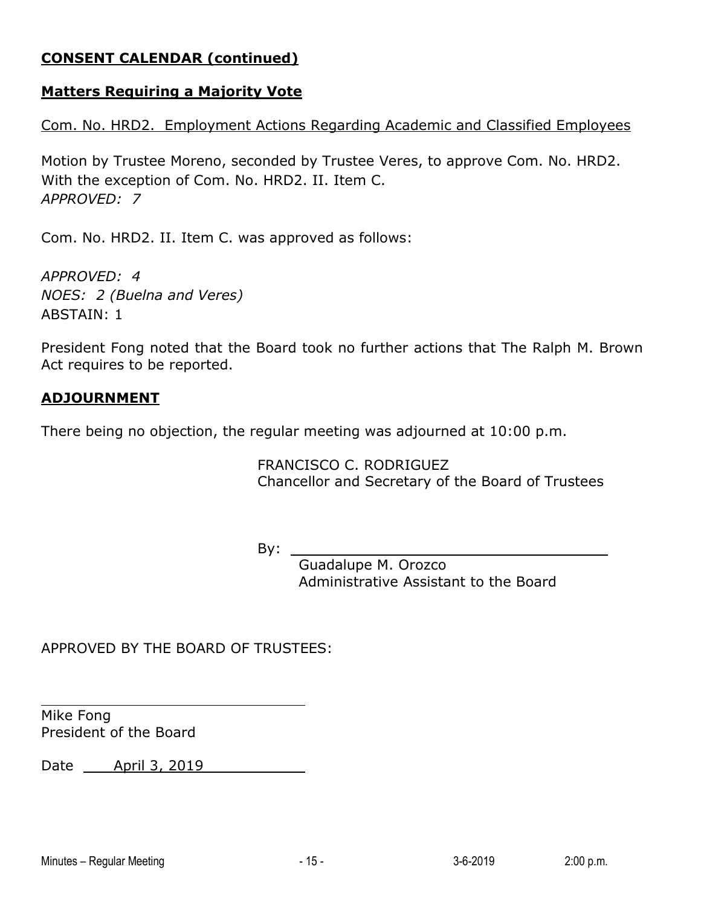**CONSENT CALENDAR (continued)**

**Matters Requiring a Majority Vote**

Com. No. HRD2. Employment Actions Regarding Academic and Classified Employees

Motion by Trustee Moreno, seconded by Trustee Veres, to approve Com. No. HRD2. With the exception of Com. No. HRD2. II. Item C.
*APPROVED: 7*

Com. No. HRD2. II. Item C. was approved as follows:

*APPROVED: 4*
*NOES: 2 (Buelna and Veres)*
ABSTAIN: 1

President Fong noted that the Board took no further actions that The Ralph M. Brown Act requires to be reported.

**ADJOURNMENT**

There being no objection, the regular meeting was adjourned at 10:00 p.m.

FRANCISCO C. RODRIGUEZ
Chancellor and Secretary of the Board of Trustees

By: ______________________________
Guadalupe M. Orozco
Administrative Assistant to the Board

APPROVED BY THE BOARD OF TRUSTEES:

______________________________
Mike Fong
President of the Board

Date April 3, 2019